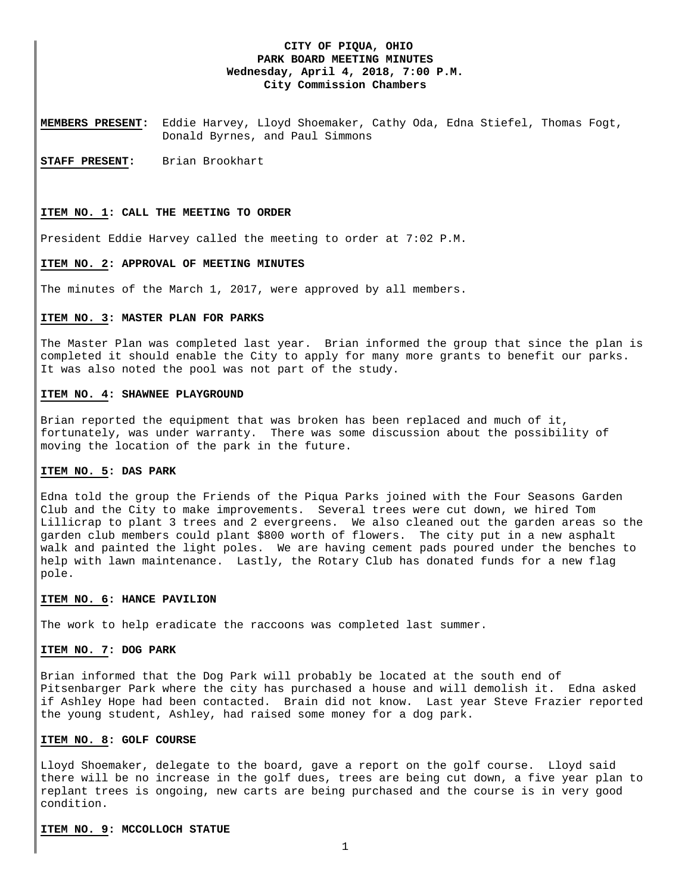**CITY OF PIQUA, OHIO**
**PARK BOARD MEETING MINUTES**
**Wednesday, April 4, 2018, 7:00 P.M.**
**City Commission Chambers**

**MEMBERS PRESENT:** Eddie Harvey, Lloyd Shoemaker, Cathy Oda, Edna Stiefel, Thomas Fogt, Donald Byrnes, and Paul Simmons

**STAFF PRESENT:** Brian Brookhart

**ITEM NO. 1: CALL THE MEETING TO ORDER**

President Eddie Harvey called the meeting to order at 7:02 P.M.

**ITEM NO. 2: APPROVAL OF MEETING MINUTES**

The minutes of the March 1, 2017, were approved by all members.

**ITEM NO. 3: MASTER PLAN FOR PARKS**

The Master Plan was completed last year. Brian informed the group that since the plan is completed it should enable the City to apply for many more grants to benefit our parks. It was also noted the pool was not part of the study.

**ITEM NO. 4: SHAWNEE PLAYGROUND**

Brian reported the equipment that was broken has been replaced and much of it, fortunately, was under warranty. There was some discussion about the possibility of moving the location of the park in the future.

**ITEM NO. 5: DAS PARK**

Edna told the group the Friends of the Piqua Parks joined with the Four Seasons Garden Club and the City to make improvements. Several trees were cut down, we hired Tom Lillicrap to plant 3 trees and 2 evergreens. We also cleaned out the garden areas so the garden club members could plant $800 worth of flowers. The city put in a new asphalt walk and painted the light poles. We are having cement pads poured under the benches to help with lawn maintenance. Lastly, the Rotary Club has donated funds for a new flag pole.

**ITEM NO. 6: HANCE PAVILION**

The work to help eradicate the raccoons was completed last summer.

**ITEM NO. 7: DOG PARK**

Brian informed that the Dog Park will probably be located at the south end of Pitsenbarger Park where the city has purchased a house and will demolish it. Edna asked if Ashley Hope had been contacted. Brain did not know. Last year Steve Frazier reported the young student, Ashley, had raised some money for a dog park.

**ITEM NO. 8: GOLF COURSE**

Lloyd Shoemaker, delegate to the board, gave a report on the golf course. Lloyd said there will be no increase in the golf dues, trees are being cut down, a five year plan to replant trees is ongoing, new carts are being purchased and the course is in very good condition.

**ITEM NO. 9: MCCOLLOCH STATUE**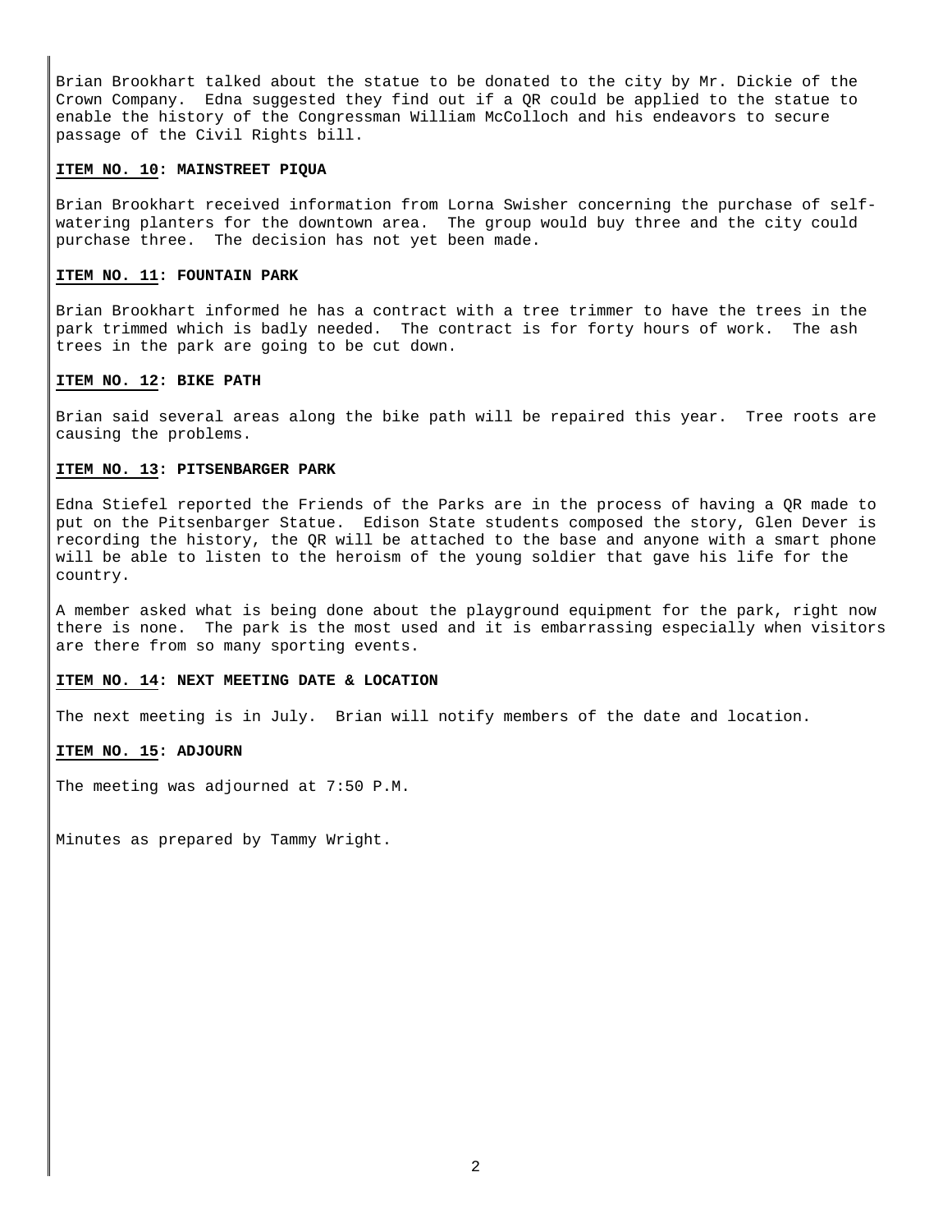Brian Brookhart talked about the statue to be donated to the city by Mr. Dickie of the Crown Company. Edna suggested they find out if a QR could be applied to the statue to enable the history of the Congressman William McColloch and his endeavors to secure passage of the Civil Rights bill.

**ITEM NO. 10: MAINSTREET PIQUA**

Brian Brookhart received information from Lorna Swisher concerning the purchase of self-watering planters for the downtown area. The group would buy three and the city could purchase three. The decision has not yet been made.

**ITEM NO. 11: FOUNTAIN PARK**

Brian Brookhart informed he has a contract with a tree trimmer to have the trees in the park trimmed which is badly needed. The contract is for forty hours of work. The ash trees in the park are going to be cut down.

**ITEM NO. 12: BIKE PATH**

Brian said several areas along the bike path will be repaired this year. Tree roots are causing the problems.

**ITEM NO. 13: PITSENBARGER PARK**

Edna Stiefel reported the Friends of the Parks are in the process of having a QR made to put on the Pitsenbarger Statue. Edison State students composed the story, Glen Dever is recording the history, the QR will be attached to the base and anyone with a smart phone will be able to listen to the heroism of the young soldier that gave his life for the country.

A member asked what is being done about the playground equipment for the park, right now there is none. The park is the most used and it is embarrassing especially when visitors are there from so many sporting events.

**ITEM NO. 14: NEXT MEETING DATE & LOCATION**

The next meeting is in July. Brian will notify members of the date and location.

**ITEM NO. 15: ADJOURN**

The meeting was adjourned at 7:50 P.M.

Minutes as prepared by Tammy Wright.